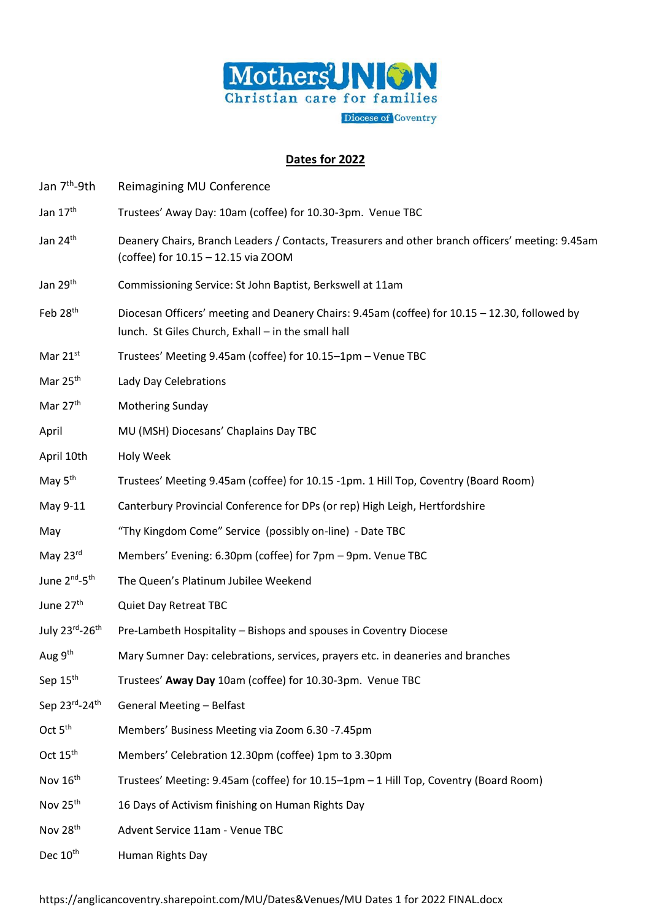Mothers' UNION
Christian care for families
Diocese of Coventry

## Dates for 2022

| | |
|---|---|
| Jan 7th-9th | Reimagining MU Conference |
| Jan 17th | Trustees' Away Day: 10am (coffee) for 10.30-3pm. Venue TBC |
| Jan 24th | Deanery Chairs, Branch Leaders / Contacts, Treasurers and other branch officers' meeting: 9.45am (coffee) for 10.15 – 12.15 via ZOOM |
| Jan 29th | Commissioning Service: St John Baptist, Berkswell at 11am |
| Feb 28th | Diocesan Officers' meeting and Deanery Chairs: 9.45am (coffee) for 10.15 – 12.30, followed by lunch. St Giles Church, Exhall – in the small hall |
| Mar 21st | Trustees' Meeting 9.45am (coffee) for 10.15–1pm – Venue TBC |
| Mar 25th | Lady Day Celebrations |
| Mar 27th | Mothering Sunday |
| April | MU (MSH) Diocesans' Chaplains Day TBC |
| April 10th | Holy Week |
| May 5th | Trustees' Meeting 9.45am (coffee) for 10.15 -1pm. 1 Hill Top, Coventry (Board Room) |
| May 9-11 | Canterbury Provincial Conference for DPs (or rep) High Leigh, Hertfordshire |
| May | "Thy Kingdom Come" Service (possibly on-line) - Date TBC |
| May 23rd | Members' Evening: 6.30pm (coffee) for 7pm – 9pm. Venue TBC |
| June 2nd-5th | The Queen's Platinum Jubilee Weekend |
| June 27th | Quiet Day Retreat TBC |
| July 23rd-26th | Pre-Lambeth Hospitality – Bishops and spouses in Coventry Diocese |
| Aug 9th | Mary Sumner Day: celebrations, services, prayers etc. in deaneries and branches |
| Sep 15th | Trustees' **Away Day** 10am (coffee) for 10.30-3pm. Venue TBC |
| Sep 23rd-24th | General Meeting – Belfast |
| Oct 5th | Members' Business Meeting via Zoom 6.30 -7.45pm |
| Oct 15th | Members' Celebration 12.30pm (coffee) 1pm to 3.30pm |
| Nov 16th | Trustees' Meeting: 9.45am (coffee) for 10.15–1pm – 1 Hill Top, Coventry (Board Room) |
| Nov 25th | 16 Days of Activism finishing on Human Rights Day |
| Nov 28th | Advent Service 11am - Venue TBC |
| Dec 10th | Human Rights Day |

https://anglicancoventry.sharepoint.com/MU/Dates&Venues/MU Dates 1 for 2022 FINAL.docx